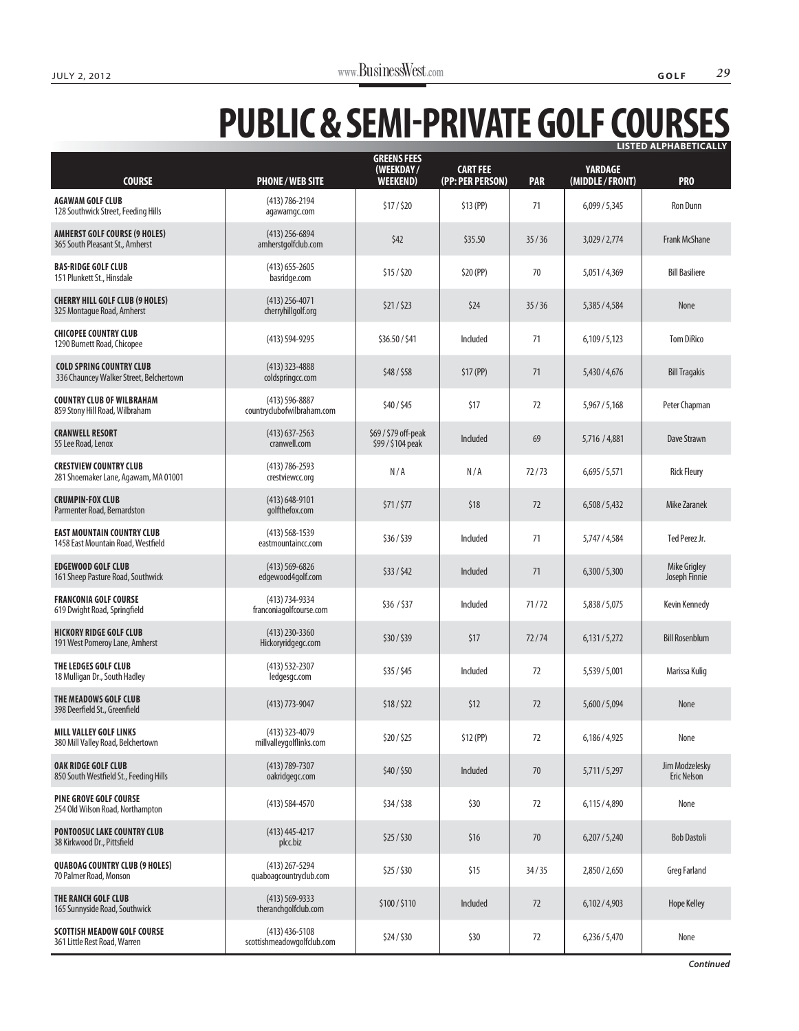# PUBLIC & SEMI-PRIVATE GOLF COURSES

LISTED ALPHABETICALLY

| COURSE | PHONE / WEB SITE | GREENS FEES (WEEKDAY / WEEKEND) | CART FEE (PP: PER PERSON) | PAR | YARDAGE (MIDDLE / FRONT) | PRO |
|---|---|---|---|---|---|---|
| **AGAWAM GOLF CLUB** 128 Southwick Street, Feeding Hills | (413) 786-2194 agawamgc.com | $17 / $20 | $13 (PP) | 71 | 6,099 / 5,345 | Ron Dunn |
| **AMHERST GOLF COURSE (9 HOLES)** 365 South Pleasant St., Amherst | (413) 256-6894 amherstgolfclub.com | $42 | $35.50 | 35 / 36 | 3,029 / 2,774 | Frank McShane |
| **BAS-RIDGE GOLF CLUB** 151 Plunkett St., Hinsdale | (413) 655-2605 basridge.com | $15 / $20 | $20 (PP) | 70 | 5,051 / 4,369 | Bill Basiliere |
| **CHERRY HILL GOLF CLUB (9 HOLES)** 325 Montague Road, Amherst | (413) 256-4071 cherryhillgolf.org | $21 / $23 | $24 | 35 / 36 | 5,385 / 4,584 | None |
| **CHICOPEE COUNTRY CLUB** 1290 Burnett Road, Chicopee | (413) 594-9295 | $36.50 / $41 | Included | 71 | 6,109 / 5,123 | Tom DiRico |
| **COLD SPRING COUNTRY CLUB** 336 Chauncey Walker Street, Belchertown | (413) 323-4888 coldspringcc.com | $48 / $58 | $17 (PP) | 71 | 5,430 / 4,676 | Bill Tragakis |
| **COUNTRY CLUB OF WILBRAHAM** 859 Stony Hill Road, Wilbraham | (413) 596-8887 countryclubofwilbraham.com | $40 / $45 | $17 | 72 | 5,967 / 5,168 | Peter Chapman |
| **CRANWELL RESORT** 55 Lee Road, Lenox | (413) 637-2563 cranwell.com | $69 / $79 off-peak $99 / $104 peak | Included | 69 | 5,716 / 4,881 | Dave Strawn |
| **CRESTVIEW COUNTRY CLUB** 281 Shoemaker Lane, Agawam, MA 01001 | (413) 786-2593 crestviewcc.org | N / A | N / A | 72 / 73 | 6,695 / 5,571 | Rick Fleury |
| **CRUMPIN-FOX CLUB** Parmenter Road, Bernardston | (413) 648-9101 golfthefox.com | $71 / $77 | $18 | 72 | 6,508 / 5,432 | Mike Zaranek |
| **EAST MOUNTAIN COUNTRY CLUB** 1458 East Mountain Road, Westfield | (413) 568-1539 eastmountaincc.com | $36 / $39 | Included | 71 | 5,747 / 4,584 | Ted Perez Jr. |
| **EDGEWOOD GOLF CLUB** 161 Sheep Pasture Road, Southwick | (413) 569-6826 edgewood4golf.com | $33 / $42 | Included | 71 | 6,300 / 5,300 | Mike Grigley Joseph Finnie |
| **FRANCONIA GOLF COURSE** 619 Dwight Road, Springfield | (413) 734-9334 franconiagolfcourse.com | $36 / $37 | Included | 71 / 72 | 5,838 / 5,075 | Kevin Kennedy |
| **HICKORY RIDGE GOLF CLUB** 191 West Pomeroy Lane, Amherst | (413) 230-3360 Hickoryridgegc.com | $30 / $39 | $17 | 72 / 74 | 6,131 / 5,272 | Bill Rosenblum |
| **THE LEDGES GOLF CLUB** 18 Mulligan Dr., South Hadley | (413) 532-2307 ledgesgc.com | $35 / $45 | Included | 72 | 5,539 / 5,001 | Marissa Kulig |
| **THE MEADOWS GOLF CLUB** 398 Deerfield St., Greenfield | (413) 773-9047 | $18 / $22 | $12 | 72 | 5,600 / 5,094 | None |
| **MILL VALLEY GOLF LINKS** 380 Mill Valley Road, Belchertown | (413) 323-4079 millvalleygolflinks.com | $20 / $25 | $12 (PP) | 72 | 6,186 / 4,925 | None |
| **OAK RIDGE GOLF CLUB** 850 South Westfield St., Feeding Hills | (413) 789-7307 oakridgegc.com | $40 / $50 | Included | 70 | 5,711 / 5,297 | Jim Modzelesky Eric Nelson |
| **PINE GROVE GOLF COURSE** 254 Old Wilson Road, Northampton | (413) 584-4570 | $34 / $38 | $30 | 72 | 6,115 / 4,890 | None |
| **PONTOOSUC LAKE COUNTRY CLUB** 38 Kirkwood Dr., Pittsfield | (413) 445-4217 plcc.biz | $25 / $30 | $16 | 70 | 6,207 / 5,240 | Bob Dastoli |
| **QUABOAG COUNTRY CLUB (9 HOLES)** 70 Palmer Road, Monson | (413) 267-5294 quaboagcountryclub.com | $25 / $30 | $15 | 34 / 35 | 2,850 / 2,650 | Greg Farland |
| **THE RANCH GOLF CLUB** 165 Sunnyside Road, Southwick | (413) 569-9333 theranchgolfclub.com | $100 / $110 | Included | 72 | 6,102 / 4,903 | Hope Kelley |
| **SCOTTISH MEADOW GOLF COURSE** 361 Little Rest Road, Warren | (413) 436-5108 scottishmeadowgolfclub.com | $24 / $30 | $30 | 72 | 6,236 / 5,470 | None |

*Continued*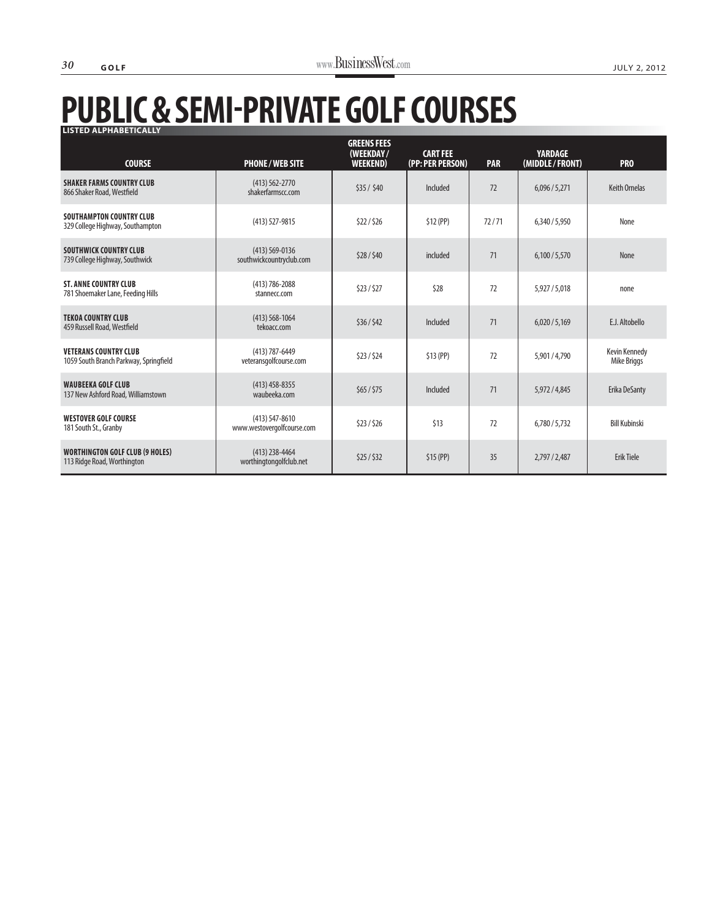# PUBLIC & SEMI-PRIVATE GOLF COURSES

**LISTED ALPHABETICALLY**

| COURSE | PHONE / WEB SITE | GREENS FEES (WEEKDAY / WEEKEND) | CART FEE (PP: PER PERSON) | PAR | YARDAGE (MIDDLE / FRONT) | PRO |
|---|---|---|---|---|---|---|
| **SHAKER FARMS COUNTRY CLUB**<br>866 Shaker Road, Westfield | (413) 562-2770<br>shakerfarmscc.com | $35 / $40 | Included | 72 | 6,096 / 5,271 | Keith Ornelas |
| **SOUTHAMPTON COUNTRY CLUB**<br>329 College Highway, Southampton | (413) 527-9815 | $22 / $26 | $12 (PP) | 72 / 71 | 6,340 / 5,950 | None |
| **SOUTHWICK COUNTRY CLUB**<br>739 College Highway, Southwick | (413) 569-0136<br>southwickcountryclub.com | $28 / $40 | included | 71 | 6,100 / 5,570 | None |
| **ST. ANNE COUNTRY CLUB**<br>781 Shoemaker Lane, Feeding Hills | (413) 786-2088<br>stannecc.com | $23 / $27 | $28 | 72 | 5,927 / 5,018 | none |
| **TEKOA COUNTRY CLUB**<br>459 Russell Road, Westfield | (413) 568-1064<br>tekoacc.com | $36 / $42 | Included | 71 | 6,020 / 5,169 | E.J. Altobello |
| **VETERANS COUNTRY CLUB**<br>1059 South Branch Parkway, Springfield | (413) 787-6449<br>veteransgolfcourse.com | $23 / $24 | $13 (PP) | 72 | 5,901 / 4,790 | Kevin Kennedy<br>Mike Briggs |
| **WAUBEEKA GOLF CLUB**<br>137 New Ashford Road, Williamstown | (413) 458-8355<br>waubeeka.com | $65 / $75 | Included | 71 | 5,972 / 4,845 | Erika DeSanty |
| **WESTOVER GOLF COURSE**<br>181 South St., Granby | (413) 547-8610<br>www.westovergolfcourse.com | $23 / $26 | $13 | 72 | 6,780 / 5,732 | Bill Kubinski |
| **WORTHINGTON GOLF CLUB (9 HOLES)**<br>113 Ridge Road, Worthington | (413) 238-4464<br>worthingtongolfclub.net | $25 / $32 | $15 (PP) | 35 | 2,797 / 2,487 | Erik Tiele |